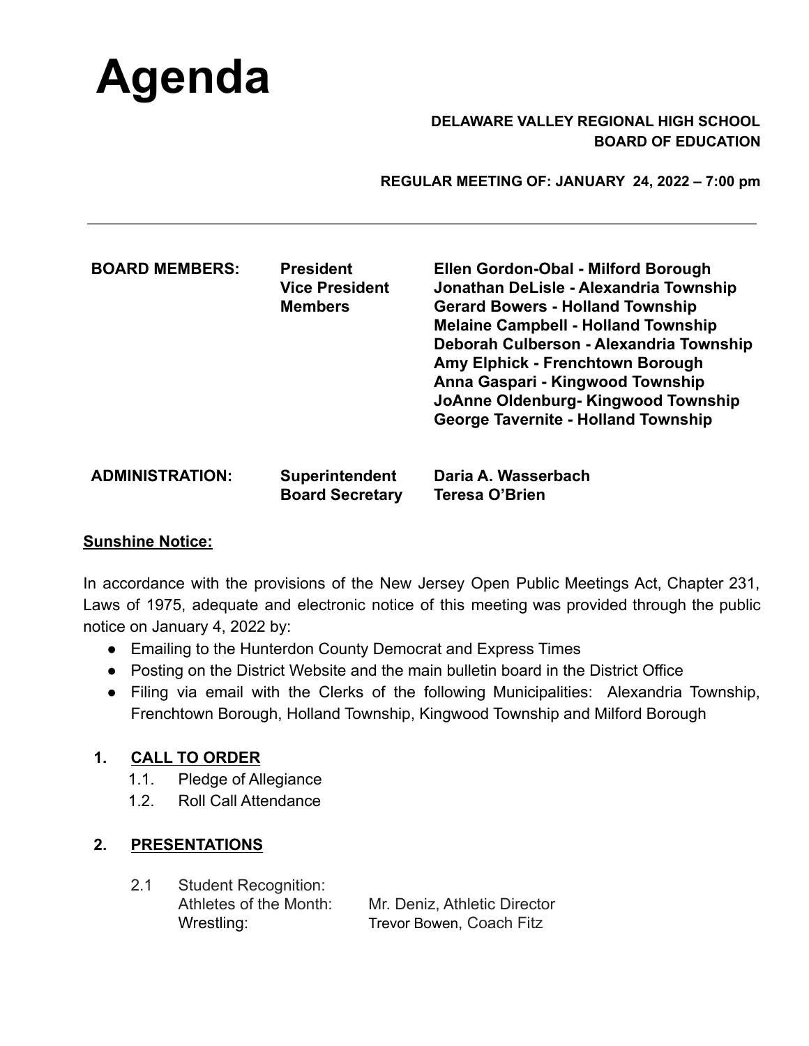# Agenda

**DELAWARE VALLEY REGIONAL HIGH SCHOOL**
**BOARD OF EDUCATION**

**REGULAR MEETING OF: JANUARY 24, 2022 – 7:00 pm**

---

| | | |
|---|---|---|
| **BOARD MEMBERS:** | **President** | **Ellen Gordon-Obal - Milford Borough** |
| | **Vice President** | **Jonathan DeLisle - Alexandria Township** |
| | **Members** | **Gerard Bowers - Holland Township** |
| | | **Melaine Campbell - Holland Township** |
| | | **Deborah Culberson - Alexandria Township** |
| | | **Amy Elphick - Frenchtown Borough** |
| | | **Anna Gaspari - Kingwood Township** |
| | | **JoAnne Oldenburg- Kingwood Township** |
| | | **George Tavernite - Holland Township** |
| **ADMINISTRATION:** | **Superintendent** | **Daria A. Wasserbach** |
| | **Board Secretary** | **Teresa O'Brien** |

**<u>Sunshine Notice:</u>**

In accordance with the provisions of the New Jersey Open Public Meetings Act, Chapter 231, Laws of 1975, adequate and electronic notice of this meeting was provided through the public notice on January 4, 2022 by:

- Emailing to the Hunterdon County Democrat and Express Times
- Posting on the District Website and the main bulletin board in the District Office
- Filing via email with the Clerks of the following Municipalities: Alexandria Township, Frenchtown Borough, Holland Township, Kingwood Township and Milford Borough

1. **<u>CALL TO ORDER</u>**
   - 1.1. Pledge of Allegiance
   - 1.2. Roll Call Attendance

2. **<u>PRESENTATIONS</u>**
   - 2.1 Student Recognition:
     - Athletes of the Month: Mr. Deniz, Athletic Director
     - Wrestling: Trevor Bowen, Coach Fitz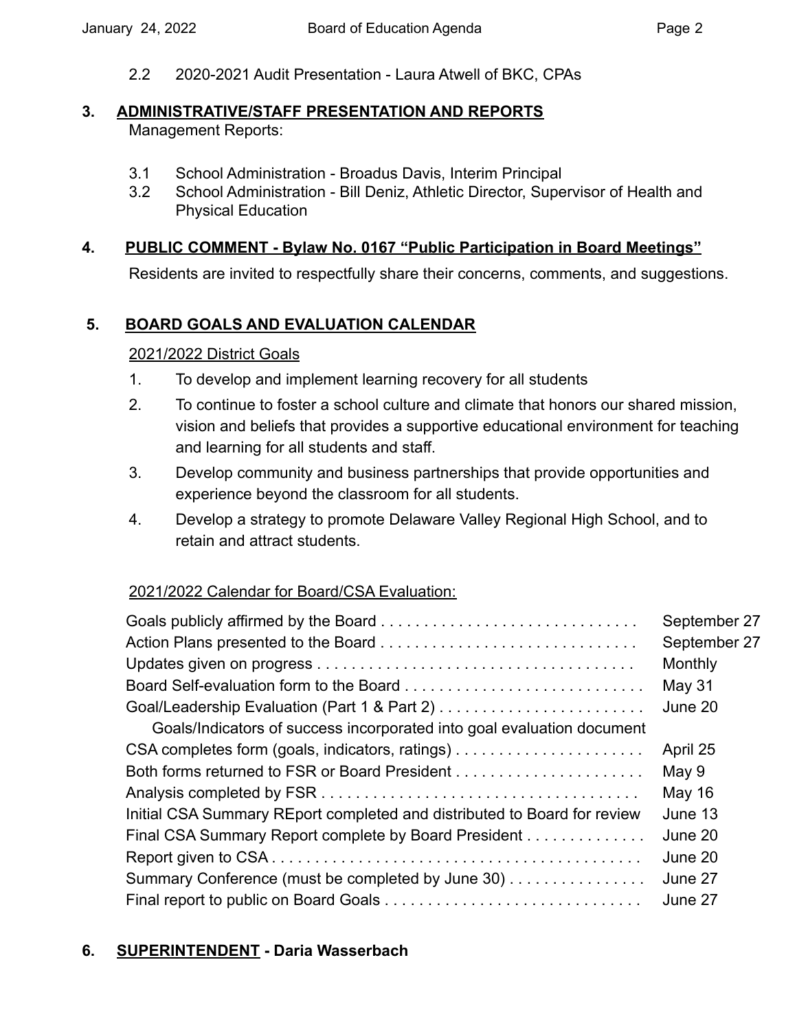2.2 2020-2021 Audit Presentation - Laura Atwell of BKC, CPAs

## 3. ADMINISTRATIVE/STAFF PRESENTATION AND REPORTS

Management Reports:

3.1 School Administration - Broadus Davis, Interim Principal
3.2 School Administration - Bill Deniz, Athletic Director, Supervisor of Health and Physical Education

## 4. PUBLIC COMMENT - Bylaw No. 0167 "Public Participation in Board Meetings"

Residents are invited to respectfully share their concerns, comments, and suggestions.

## 5. BOARD GOALS AND EVALUATION CALENDAR

2021/2022 District Goals

1. To develop and implement learning recovery for all students
2. To continue to foster a school culture and climate that honors our shared mission, vision and beliefs that provides a supportive educational environment for teaching and learning for all students and staff.
3. Develop community and business partnerships that provide opportunities and experience beyond the classroom for all students.
4. Develop a strategy to promote Delaware Valley Regional High School, and to retain and attract students.

2021/2022 Calendar for Board/CSA Evaluation:

| | |
|---|---|
| Goals publicly affirmed by the Board | September 27 |
| Action Plans presented to the Board | September 27 |
| Updates given on progress | Monthly |
| Board Self-evaluation form to the Board | May 31 |
| Goal/Leadership Evaluation (Part 1 & Part 2) | June 20 |
| Goals/Indicators of success incorporated into goal evaluation document | |
| CSA completes form (goals, indicators, ratings) | April 25 |
| Both forms returned to FSR or Board President | May 9 |
| Analysis completed by FSR | May 16 |
| Initial CSA Summary REport completed and distributed to Board for review | June 13 |
| Final CSA Summary Report complete by Board President | June 20 |
| Report given to CSA | June 20 |
| Summary Conference (must be completed by June 30) | June 27 |
| Final report to public on Board Goals | June 27 |

## 6. SUPERINTENDENT - Daria Wasserbach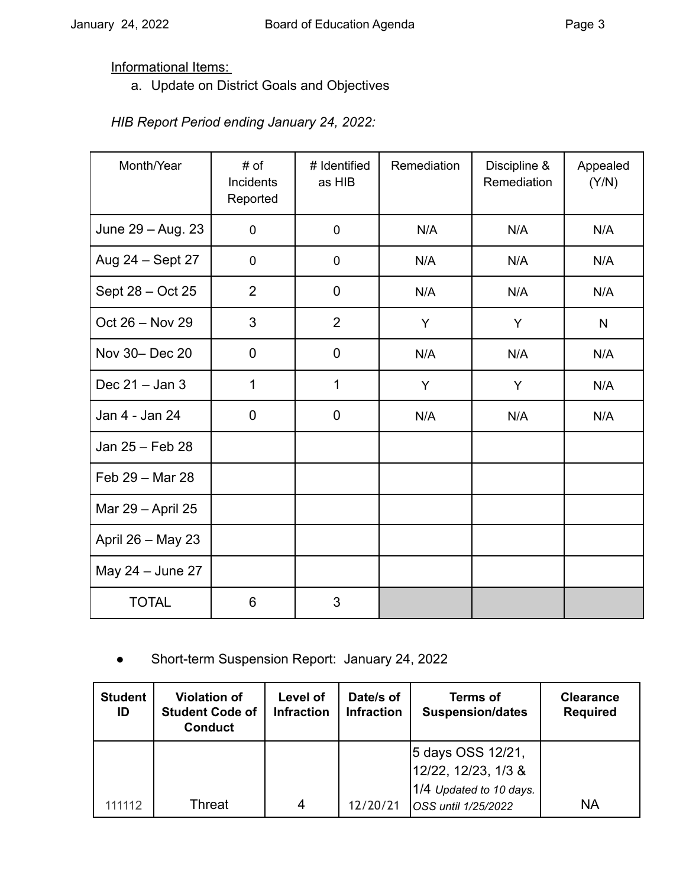Informational Items:

a. Update on District Goals and Objectives

*HIB Report Period ending January 24, 2022:*

| Month/Year | # of Incidents Reported | # Identified as HIB | Remediation | Discipline & Remediation | Appealed (Y/N) |
|---|---|---|---|---|---|
| June 29 – Aug. 23 | 0 | 0 | N/A | N/A | N/A |
| Aug 24 – Sept 27 | 0 | 0 | N/A | N/A | N/A |
| Sept 28 – Oct 25 | 2 | 0 | N/A | N/A | N/A |
| Oct 26 – Nov 29 | 3 | 2 | Y | Y | N |
| Nov 30– Dec 20 | 0 | 0 | N/A | N/A | N/A |
| Dec 21 – Jan 3 | 1 | 1 | Y | Y | N/A |
| Jan 4 - Jan 24 | 0 | 0 | N/A | N/A | N/A |
| Jan 25 – Feb 28 | | | | | |
| Feb 29 – Mar 28 | | | | | |
| Mar 29 – April 25 | | | | | |
| April 26 – May 23 | | | | | |
| May 24 – June 27 | | | | | |
| TOTAL | 6 | 3 | | | |

- Short-term Suspension Report: January 24, 2022

| Student ID | Violation of Student Code of Conduct | Level of Infraction | Date/s of Infraction | Terms of Suspension/dates | Clearance Required |
|---|---|---|---|---|---|
| 111112 | Threat | 4 | 12/20/21 | 5 days OSS 12/21, 12/22, 12/23, 1/3 & 1/4 *Updated to 10 days. OSS until 1/25/2022* | NA |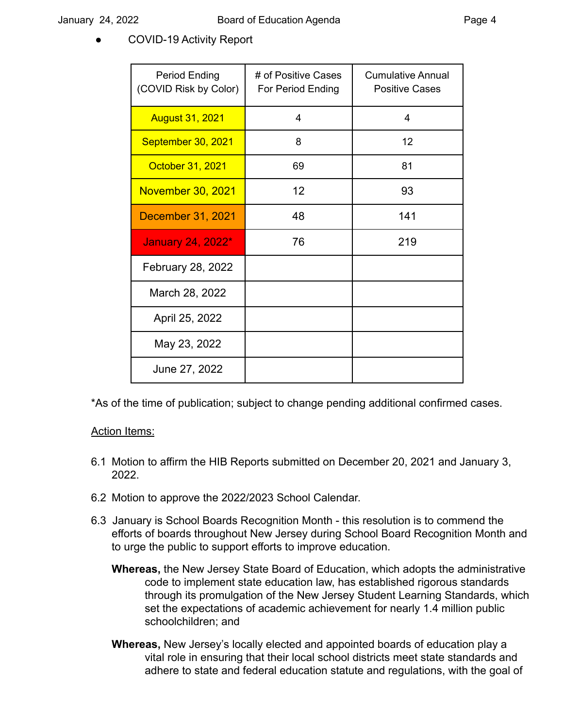- COVID-19 Activity Report

| Period Ending (COVID Risk by Color) | # of Positive Cases For Period Ending | Cumulative Annual Positive Cases |
|---|---|---|
| August 31, 2021 | 4 | 4 |
| September 30, 2021 | 8 | 12 |
| October 31, 2021 | 69 | 81 |
| November 30, 2021 | 12 | 93 |
| December 31, 2021 | 48 | 141 |
| January 24, 2022* | 76 | 219 |
| February 28, 2022 | | |
| March 28, 2022 | | |
| April 25, 2022 | | |
| May 23, 2022 | | |
| June 27, 2022 | | |

*As of the time of publication; subject to change pending additional confirmed cases.

<u>Action Items:</u>

6.1 Motion to affirm the HIB Reports submitted on December 20, 2021 and January 3, 2022.

6.2 Motion to approve the 2022/2023 School Calendar.

6.3 January is School Boards Recognition Month - this resolution is to commend the efforts of boards throughout New Jersey during School Board Recognition Month and to urge the public to support efforts to improve education.

**Whereas,** the New Jersey State Board of Education, which adopts the administrative code to implement state education law, has established rigorous standards through its promulgation of the New Jersey Student Learning Standards, which set the expectations of academic achievement for nearly 1.4 million public schoolchildren; and

**Whereas,** New Jersey's locally elected and appointed boards of education play a vital role in ensuring that their local school districts meet state standards and adhere to state and federal education statute and regulations, with the goal of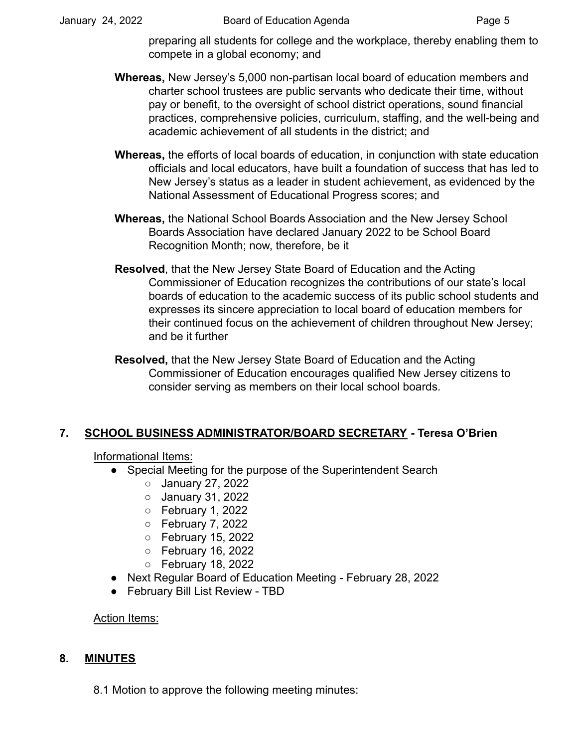preparing all students for college and the workplace, thereby enabling them to compete in a global economy; and

**Whereas,** New Jersey's 5,000 non-partisan local board of education members and charter school trustees are public servants who dedicate their time, without pay or benefit, to the oversight of school district operations, sound financial practices, comprehensive policies, curriculum, staffing, and the well-being and academic achievement of all students in the district; and

**Whereas,** the efforts of local boards of education, in conjunction with state education officials and local educators, have built a foundation of success that has led to New Jersey's status as a leader in student achievement, as evidenced by the National Assessment of Educational Progress scores; and

**Whereas,** the National School Boards Association and the New Jersey School Boards Association have declared January 2022 to be School Board Recognition Month; now, therefore, be it

**Resolved**, that the New Jersey State Board of Education and the Acting Commissioner of Education recognizes the contributions of our state's local boards of education to the academic success of its public school students and expresses its sincere appreciation to local board of education members for their continued focus on the achievement of children throughout New Jersey; and be it further

**Resolved,** that the New Jersey State Board of Education and the Acting Commissioner of Education encourages qualified New Jersey citizens to consider serving as members on their local school boards.

## 7. SCHOOL BUSINESS ADMINISTRATOR/BOARD SECRETARY - Teresa O'Brien

Informational Items:

- Special Meeting for the purpose of the Superintendent Search
  - January 27, 2022
  - January 31, 2022
  - February 1, 2022
  - February 7, 2022
  - February 15, 2022
  - February 16, 2022
  - February 18, 2022
- Next Regular Board of Education Meeting - February 28, 2022
- February Bill List Review - TBD

Action Items:

## 8. MINUTES

8.1 Motion to approve the following meeting minutes: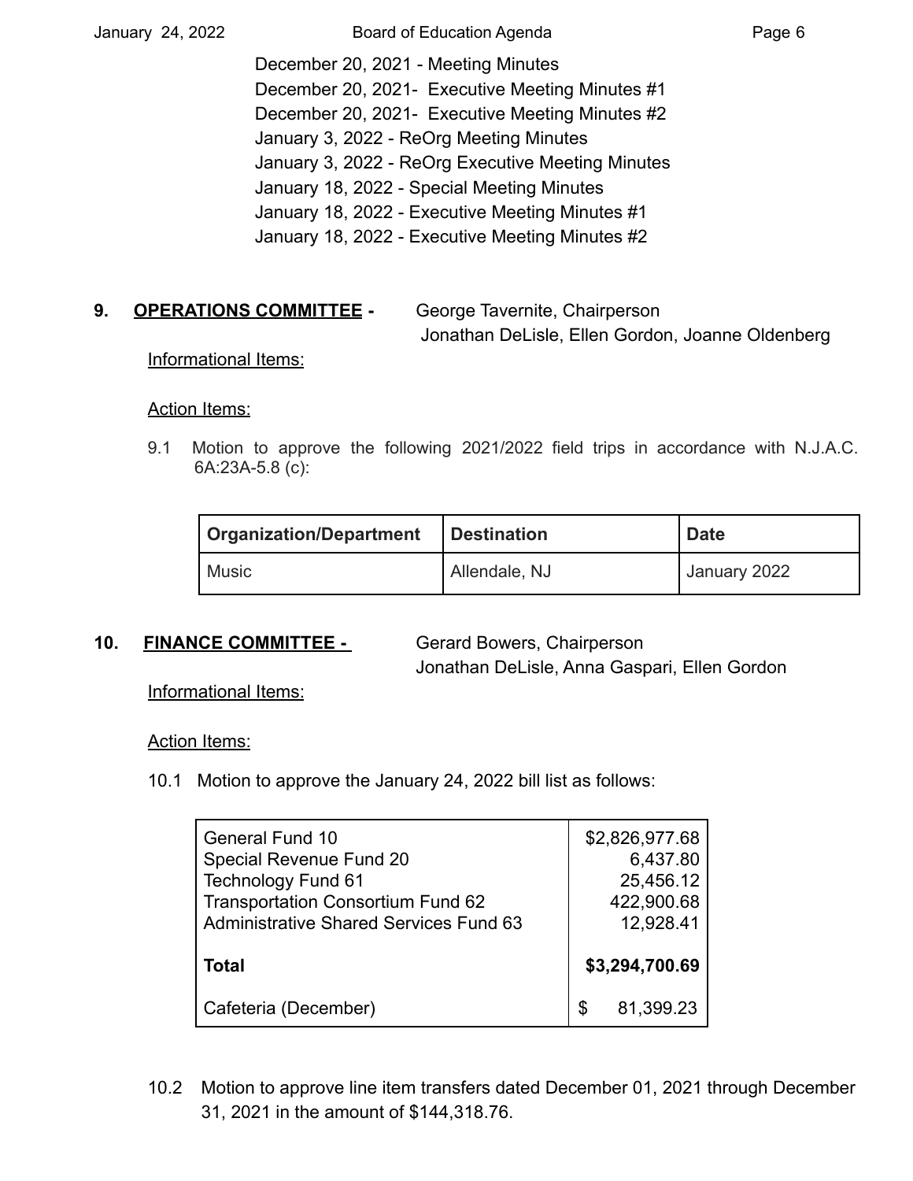December 20, 2021 - Meeting Minutes
December 20, 2021- Executive Meeting Minutes #1
December 20, 2021- Executive Meeting Minutes #2
January 3, 2022 - ReOrg Meeting Minutes
January 3, 2022 - ReOrg Executive Meeting Minutes
January 18, 2022 - Special Meeting Minutes
January 18, 2022 - Executive Meeting Minutes #1
January 18, 2022 - Executive Meeting Minutes #2

## 9. OPERATIONS COMMITTEE - George Tavernite, Chairperson

Jonathan DeLisle, Ellen Gordon, Joanne Oldenberg

Informational Items:

Action Items:

9.1 Motion to approve the following 2021/2022 field trips in accordance with N.J.A.C. 6A:23A-5.8 (c):

| Organization/Department | Destination | Date |
|---|---|---|
| Music | Allendale, NJ | January 2022 |

## 10. FINANCE COMMITTEE - Gerard Bowers, Chairperson

Jonathan DeLisle, Anna Gaspari, Ellen Gordon

Informational Items:

Action Items:

10.1 Motion to approve the January 24, 2022 bill list as follows:

| | |
|---|---|
| General Fund 10 | $2,826,977.68 |
| Special Revenue Fund 20 | 6,437.80 |
| Technology Fund 61 | 25,456.12 |
| Transportation Consortium Fund 62 | 422,900.68 |
| Administrative Shared Services Fund 63 | 12,928.41 |
| **Total** | **$3,294,700.69** |
| Cafeteria (December) | $ 81,399.23 |

10.2 Motion to approve line item transfers dated December 01, 2021 through December 31, 2021 in the amount of $144,318.76.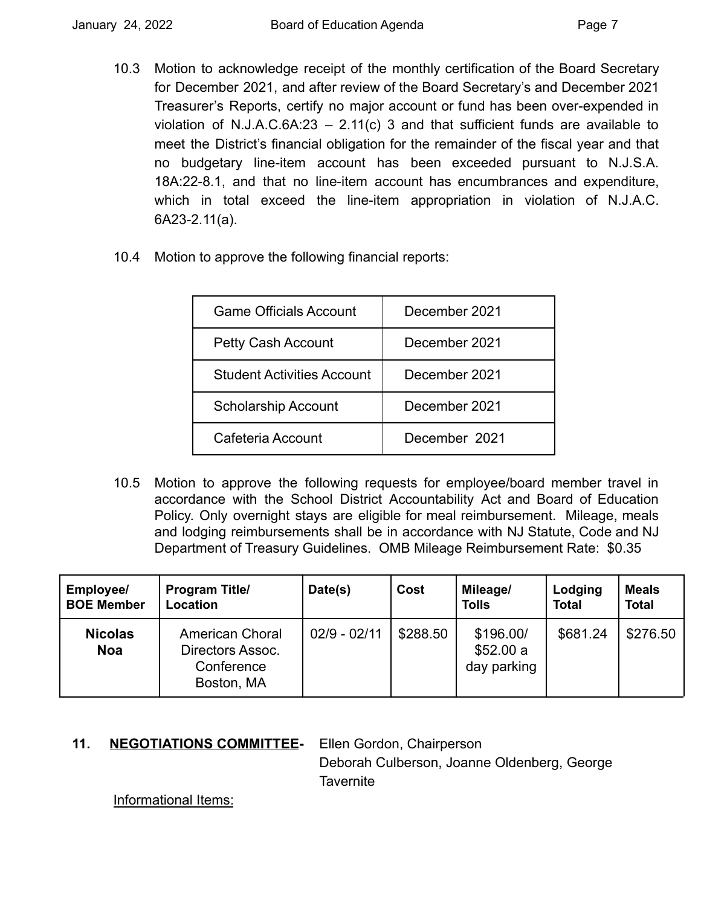10.3 Motion to acknowledge receipt of the monthly certification of the Board Secretary for December 2021, and after review of the Board Secretary's and December 2021 Treasurer's Reports, certify no major account or fund has been over-expended in violation of N.J.A.C.6A:23 – 2.11(c) 3 and that sufficient funds are available to meet the District's financial obligation for the remainder of the fiscal year and that no budgetary line-item account has been exceeded pursuant to N.J.S.A. 18A:22-8.1, and that no line-item account has encumbrances and expenditure, which in total exceed the line-item appropriation in violation of N.J.A.C. 6A23-2.11(a).

10.4 Motion to approve the following financial reports:

| | |
|---|---|
| Game Officials Account | December 2021 |
| Petty Cash Account | December 2021 |
| Student Activities Account | December 2021 |
| Scholarship Account | December 2021 |
| Cafeteria Account | December 2021 |

10.5 Motion to approve the following requests for employee/board member travel in accordance with the School District Accountability Act and Board of Education Policy. Only overnight stays are eligible for meal reimbursement. Mileage, meals and lodging reimbursements shall be in accordance with NJ Statute, Code and NJ Department of Treasury Guidelines. OMB Mileage Reimbursement Rate: $0.35

| Employee/ BOE Member | Program Title/ Location | Date(s) | Cost | Mileage/ Tolls | Lodging Total | Meals Total |
|---|---|---|---|---|---|---|
| **Nicolas Noa** | American Choral Directors Assoc. Conference Boston, MA | 02/9 - 02/11 | $288.50 | $196.00/ $52.00 a day parking | $681.24 | $276.50 |

**11. <u>NEGOTIATIONS COMMITTEE</u>-** Ellen Gordon, Chairperson
Deborah Culberson, Joanne Oldenberg, George Tavernite

<u>Informational Items:</u>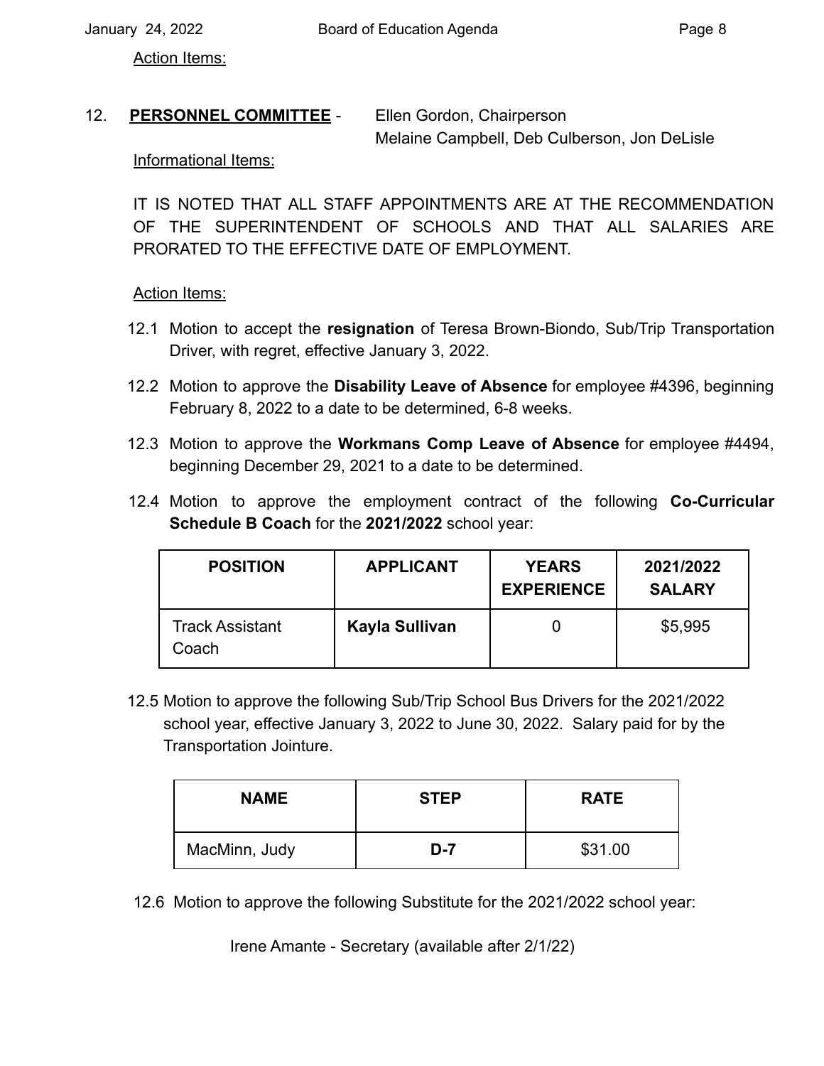Action Items:

12. **PERSONNEL COMMITTEE** - Ellen Gordon, Chairperson
Melaine Campbell, Deb Culberson, Jon DeLisle

Informational Items:

IT IS NOTED THAT ALL STAFF APPOINTMENTS ARE AT THE RECOMMENDATION OF THE SUPERINTENDENT OF SCHOOLS AND THAT ALL SALARIES ARE PRORATED TO THE EFFECTIVE DATE OF EMPLOYMENT.

Action Items:

12.1 Motion to accept the **resignation** of Teresa Brown-Biondo, Sub/Trip Transportation Driver, with regret, effective January 3, 2022.

12.2 Motion to approve the **Disability Leave of Absence** for employee #4396, beginning February 8, 2022 to a date to be determined, 6-8 weeks.

12.3 Motion to approve the **Workmans Comp Leave of Absence** for employee #4494, beginning December 29, 2021 to a date to be determined.

12.4 Motion to approve the employment contract of the following **Co-Curricular Schedule B Coach** for the **2021/2022** school year:

| POSITION | APPLICANT | YEARS EXPERIENCE | 2021/2022 SALARY |
|---|---|---|---|
| Track Assistant Coach | **Kayla Sullivan** | 0 | $5,995 |

12.5 Motion to approve the following Sub/Trip School Bus Drivers for the 2021/2022 school year, effective January 3, 2022 to June 30, 2022. Salary paid for by the Transportation Jointure.

| NAME | STEP | RATE |
|---|---|---|
| MacMinn, Judy | **D-7** | $31.00 |

12.6 Motion to approve the following Substitute for the 2021/2022 school year:

Irene Amante - Secretary (available after 2/1/22)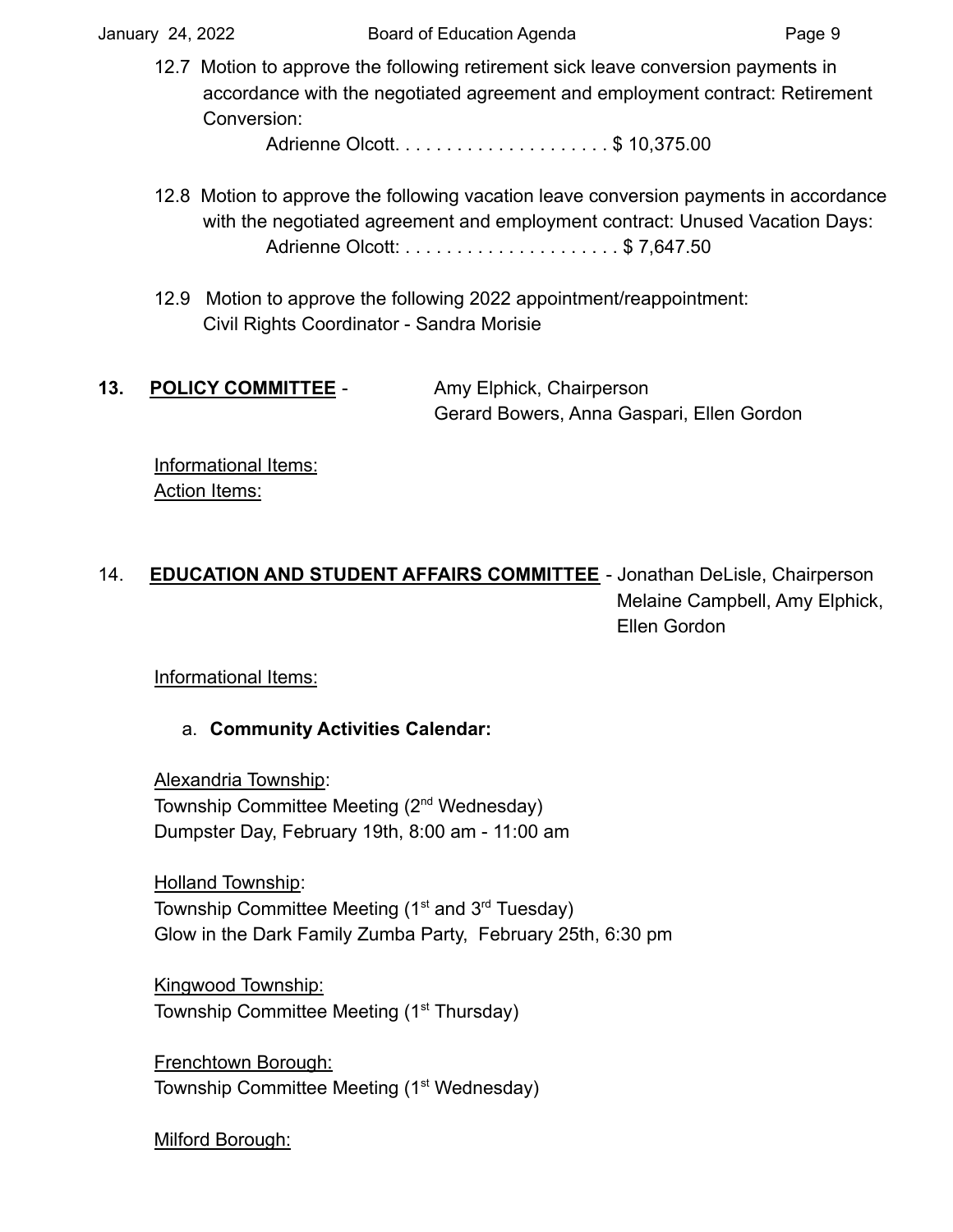12.7 Motion to approve the following retirement sick leave conversion payments in accordance with the negotiated agreement and employment contract: Retirement Conversion:

Adrienne Olcott. . . . . . . . . . . . . . . . . . . . . $ 10,375.00

12.8 Motion to approve the following vacation leave conversion payments in accordance with the negotiated agreement and employment contract: Unused Vacation Days:

Adrienne Olcott: . . . . . . . . . . . . . . . . . . . . . $ 7,647.50

12.9 Motion to approve the following 2022 appointment/reappointment:
Civil Rights Coordinator - Sandra Morisie

**13. POLICY COMMITTEE** - Amy Elphick, Chairperson
Gerard Bowers, Anna Gaspari, Ellen Gordon

Informational Items:

Action Items:

14. **EDUCATION AND STUDENT AFFAIRS COMMITTEE** - Jonathan DeLisle, Chairperson
Melaine Campbell, Amy Elphick, Ellen Gordon

Informational Items:

a. **Community Activities Calendar:**

Alexandria Township:
Township Committee Meeting (2nd Wednesday)
Dumpster Day, February 19th, 8:00 am - 11:00 am

Holland Township:
Township Committee Meeting (1st and 3rd Tuesday)
Glow in the Dark Family Zumba Party, February 25th, 6:30 pm

Kingwood Township:
Township Committee Meeting (1st Thursday)

Frenchtown Borough:
Township Committee Meeting (1st Wednesday)

Milford Borough: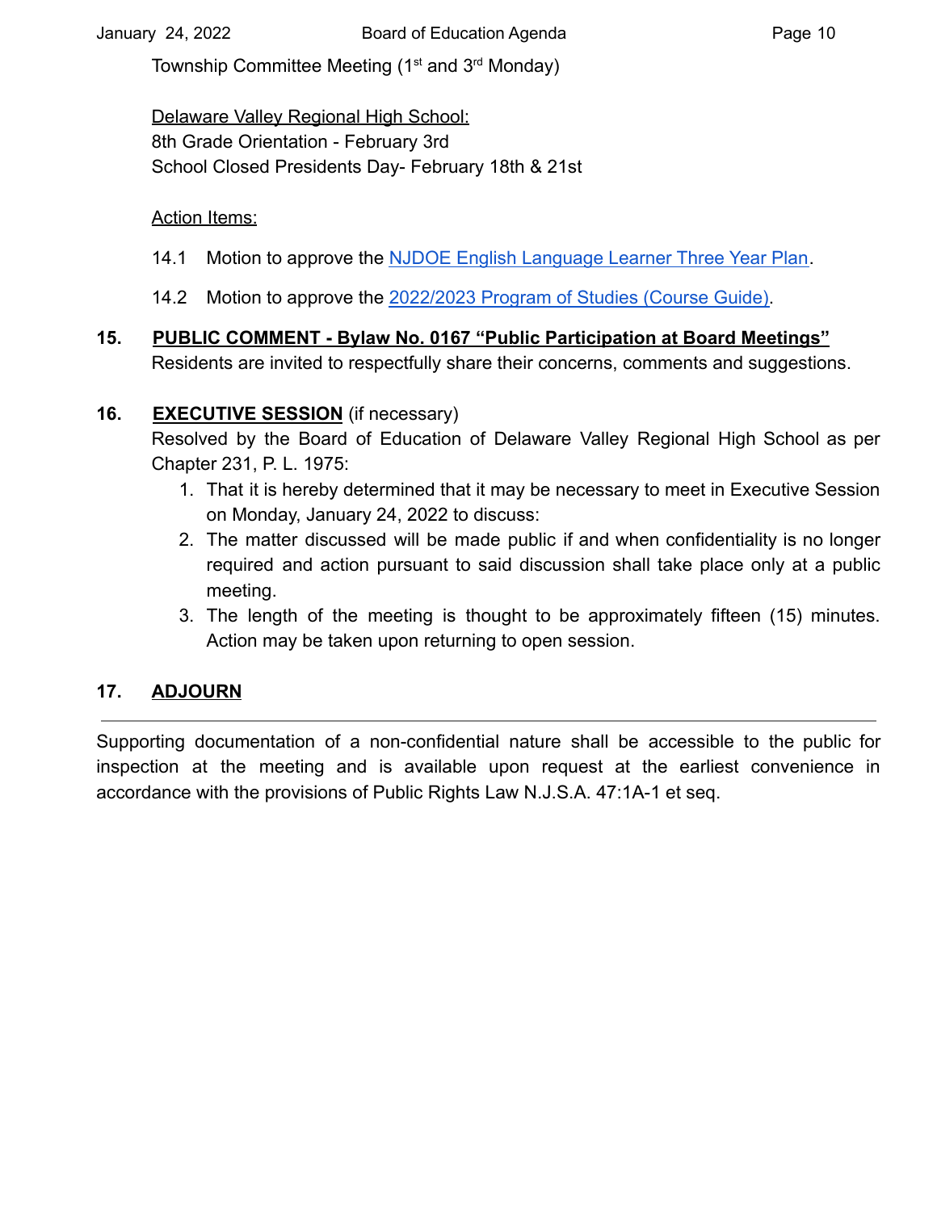Township Committee Meeting (1st and 3rd Monday)

<u>Delaware Valley Regional High School:</u>
8th Grade Orientation - February 3rd
School Closed Presidents Day- February 18th & 21st

<u>Action Items:</u>

14.1 Motion to approve the [NJDOE English Language Learner Three Year Plan]().

14.2 Motion to approve the [2022/2023 Program of Studies (Course Guide)]().

**15. PUBLIC COMMENT - Bylaw No. 0167 "Public Participation at Board Meetings"**
Residents are invited to respectfully share their concerns, comments and suggestions.

**16. EXECUTIVE SESSION** (if necessary)
Resolved by the Board of Education of Delaware Valley Regional High School as per Chapter 231, P. L. 1975:

1. That it is hereby determined that it may be necessary to meet in Executive Session on Monday, January 24, 2022 to discuss:
2. The matter discussed will be made public if and when confidentiality is no longer required and action pursuant to said discussion shall take place only at a public meeting.
3. The length of the meeting is thought to be approximately fifteen (15) minutes. Action may be taken upon returning to open session.

**17. ADJOURN**

---

Supporting documentation of a non-confidential nature shall be accessible to the public for inspection at the meeting and is available upon request at the earliest convenience in accordance with the provisions of Public Rights Law N.J.S.A. 47:1A-1 et seq.